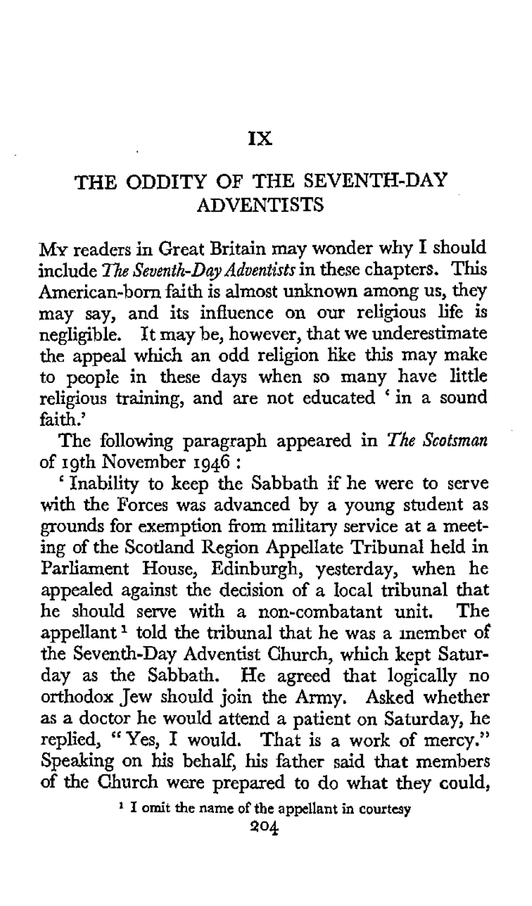# IX

## THE ODDITY OF THE SEVENTH-DAY ADVENTISTS

My readers in Great Britain may wonder why I should include *The Seventh-Day Adventists* in these chapters. This American-born faith is almost unknown among us, they may say, and its influence on our religious life is negligible. It may be, however, that we underestimate the appeal which an odd religion like this may make to people in these days when so many have little religious training, and are not educated 'in a sound faith.'

The following paragraph appeared in *The Scotsman* of 19th November 1946:

'Inability to keep the Sabbath if he were to serve with the Forces was advanced by a young student as grounds for exemption from military service at a meeting of the Scotland Region Appellate Tribunal held in Parliament House, Edinburgh, yesterday, when he appealed against the decision of a local tribunal that he should serve with a non-combatant unit. The appellant[1] told the tribunal that he was a member of the Seventh-Day Adventist Church, which kept Saturday as the Sabbath. He agreed that logically no orthodox Jew should join the Army. Asked whether as a doctor he would attend a patient on Saturday, he replied, "Yes, I would. That is a work of mercy." Speaking on his behalf, his father said that members of the Church were prepared to do what they could,

[1] I omit the name of the appellant in courtesy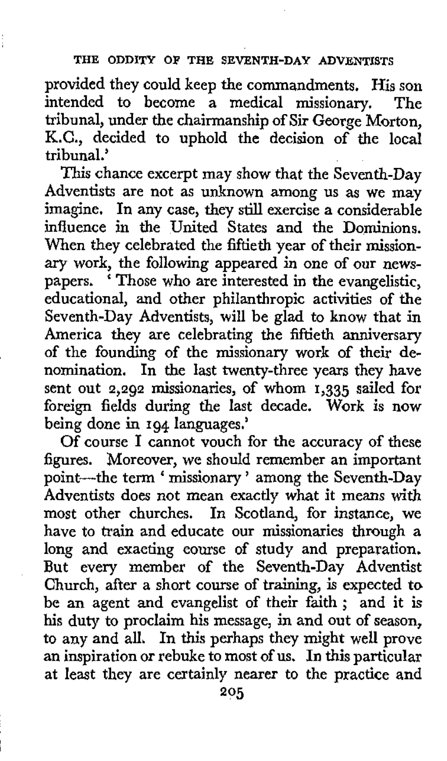provided they could keep the commandments. His son intended to become a medical missionary. The tribunal, under the chairmanship of Sir George Morton, K.C., decided to uphold the decision of the local tribunal.'

This chance excerpt may show that the Seventh-Day Adventists are not as unknown among us as we may imagine. In any case, they still exercise a considerable influence in the United States and the Dominions. When they celebrated the fiftieth year of their missionary work, the following appeared in one of our newspapers. 'Those who are interested in the evangelistic, educational, and other philanthropic activities of the Seventh-Day Adventists, will be glad to know that in America they are celebrating the fiftieth anniversary of the founding of the missionary work of their denomination. In the last twenty-three years they have sent out 2,292 missionaries, of whom 1,335 sailed for foreign fields during the last decade. Work is now being done in 194 languages.'

Of course I cannot vouch for the accuracy of these figures. Moreover, we should remember an important point—the term 'missionary' among the Seventh-Day Adventists does not mean exactly what it means with most other churches. In Scotland, for instance, we have to train and educate our missionaries through a long and exacting course of study and preparation. But every member of the Seventh-Day Adventist Church, after a short course of training, is expected to be an agent and evangelist of their faith; and it is his duty to proclaim his message, in and out of season, to any and all. In this perhaps they might well prove an inspiration or rebuke to most of us. In this particular at least they are certainly nearer to the practice and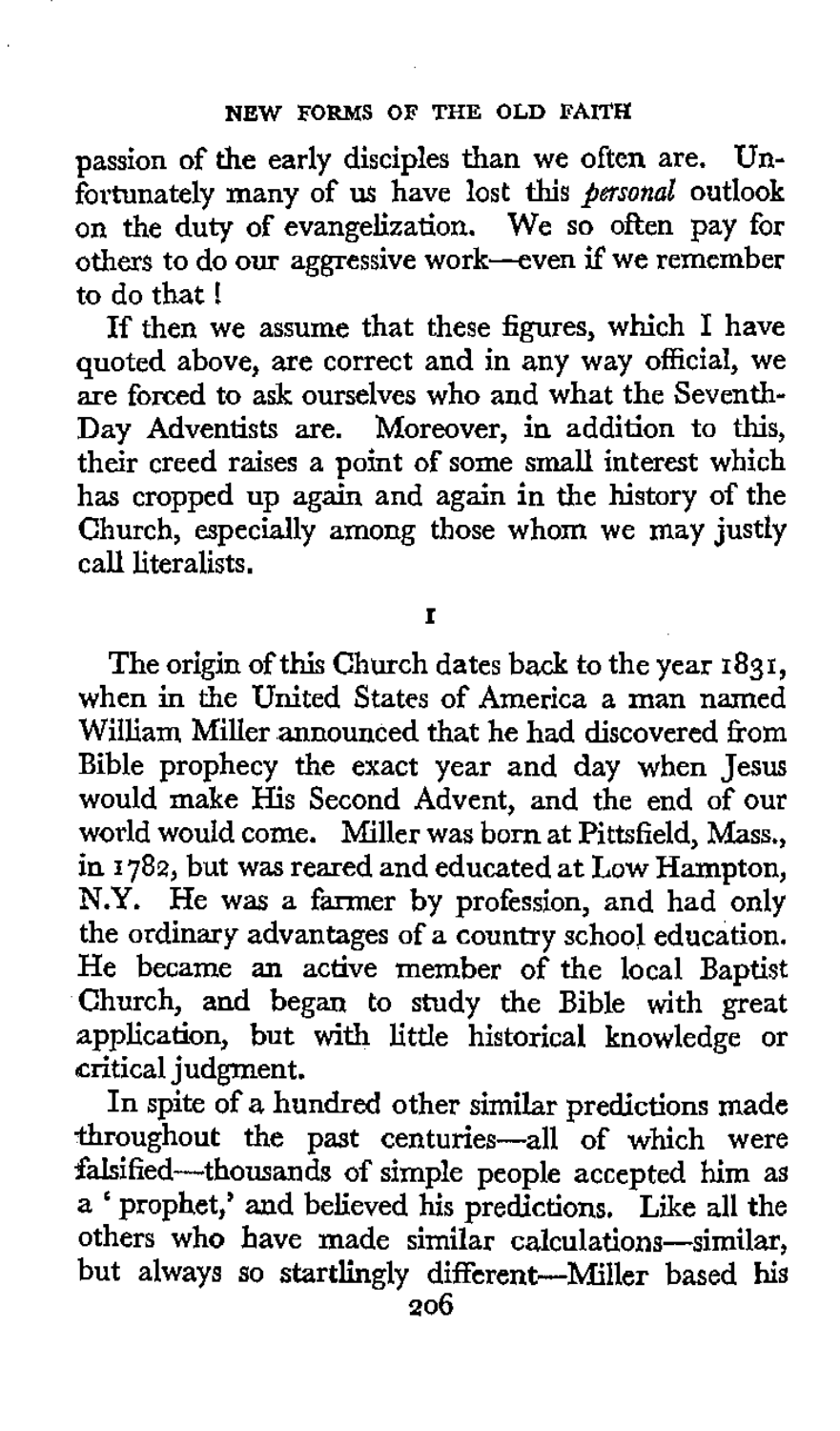passion of the early disciples than we often are. Unfortunately many of us have lost this *personal* outlook on the duty of evangelization. We so often pay for others to do our aggressive work—even if we remember to do that!

If then we assume that these figures, which I have quoted above, are correct and in any way official, we are forced to ask ourselves who and what the Seventh-Day Adventists are. Moreover, in addition to this, their creed raises a point of some small interest which has cropped up again and again in the history of the Church, especially among those whom we may justly call literalists.

## I

The origin of this Church dates back to the year 1831, when in the United States of America a man named William Miller announced that he had discovered from Bible prophecy the exact year and day when Jesus would make His Second Advent, and the end of our world would come. Miller was born at Pittsfield, Mass., in 1782, but was reared and educated at Low Hampton, N.Y. He was a farmer by profession, and had only the ordinary advantages of a country school education. He became an active member of the local Baptist Church, and began to study the Bible with great application, but with little historical knowledge or critical judgment.

In spite of a hundred other similar predictions made throughout the past centuries—all of which were falsified—thousands of simple people accepted him as a 'prophet,' and believed his predictions. Like all the others who have made similar calculations—similar, but always so startlingly different—Miller based his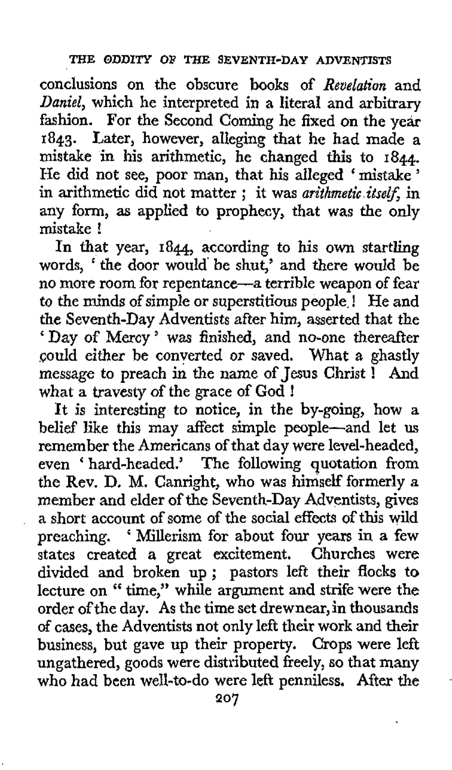conclusions on the obscure books of *Revelation* and *Daniel*, which he interpreted in a literal and arbitrary fashion. For the Second Coming he fixed on the year 1843. Later, however, alleging that he had made a mistake in his arithmetic, he changed this to 1844. He did not see, poor man, that his alleged 'mistake' in arithmetic did not matter; it was *arithmetic itself*, in any form, as applied to prophecy, that was the only mistake!

In that year, 1844, according to his own startling words, 'the door would be shut,' and there would be no more room for repentance—a terrible weapon of fear to the minds of simple or superstitious people! He and the Seventh-Day Adventists after him, asserted that the 'Day of Mercy' was finished, and no-one thereafter could either be converted or saved. What a ghastly message to preach in the name of Jesus Christ! And what a travesty of the grace of God!

It is interesting to notice, in the by-going, how a belief like this may affect simple people—and let us remember the Americans of that day were level-headed, even 'hard-headed.' The following quotation from the Rev. D. M. Canright, who was himself formerly a member and elder of the Seventh-Day Adventists, gives a short account of some of the social effects of this wild preaching. 'Millerism for about four years in a few states created a great excitement. Churches were divided and broken up; pastors left their flocks to lecture on "time," while argument and strife were the order of the day. As the time set drew near, in thousands of cases, the Adventists not only left their work and their business, but gave up their property. Crops were left ungathered, goods were distributed freely, so that many who had been well-to-do were left penniless. After the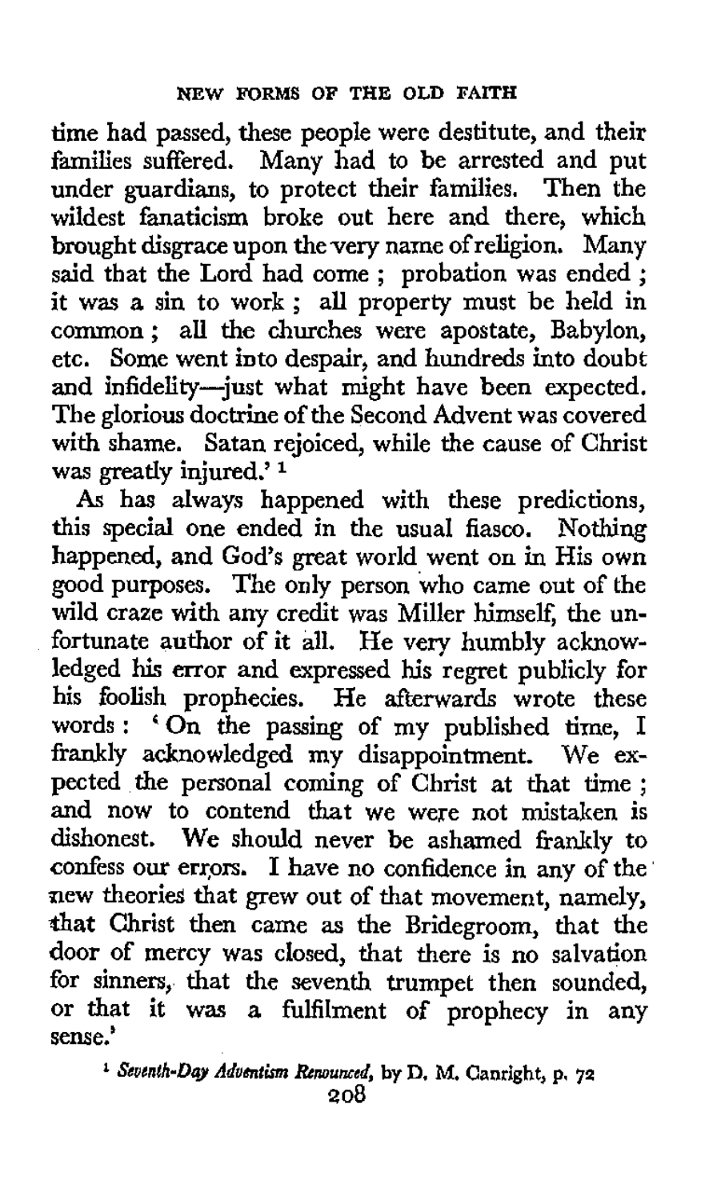time had passed, these people were destitute, and their families suffered. Many had to be arrested and put under guardians, to protect their families. Then the wildest fanaticism broke out here and there, which brought disgrace upon the very name of religion. Many said that the Lord had come; probation was ended; it was a sin to work; all property must be held in common; all the churches were apostate, Babylon, etc. Some went into despair, and hundreds into doubt and infidelity—just what might have been expected. The glorious doctrine of the Second Advent was covered with shame. Satan rejoiced, while the cause of Christ was greatly injured.' [1]

As has always happened with these predictions, this special one ended in the usual fiasco. Nothing happened, and God's great world went on in His own good purposes. The only person who came out of the wild craze with any credit was Miller himself, the unfortunate author of it all. He very humbly acknowledged his error and expressed his regret publicly for his foolish prophecies. He afterwards wrote these words: 'On the passing of my published time, I frankly acknowledged my disappointment. We expected the personal coming of Christ at that time; and now to contend that we were not mistaken is dishonest. We should never be ashamed frankly to confess our errors. I have no confidence in any of the new theories that grew out of that movement, namely, that Christ then came as the Bridegroom, that the door of mercy was closed, that there is no salvation for sinners, that the seventh trumpet then sounded, or that it was a fulfilment of prophecy in any sense.'

[1] *Seventh-Day Adventism Renounced*, by D. M. Canright, p. 72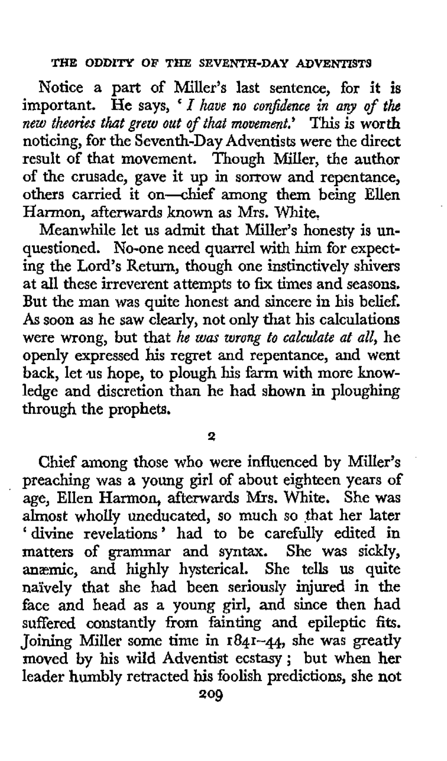Notice a part of Miller's last sentence, for it is important. He says, '*I have no confidence in any of the new theories that grew out of that movement.*' This is worth noticing, for the Seventh-Day Adventists were the direct result of that movement. Though Miller, the author of the crusade, gave it up in sorrow and repentance, others carried it on—chief among them being Ellen Harmon, afterwards known as Mrs. White.

Meanwhile let us admit that Miller's honesty is unquestioned. No-one need quarrel with him for expecting the Lord's Return, though one instinctively shivers at all these irreverent attempts to fix times and seasons. But the man was quite honest and sincere in his belief. As soon as he saw clearly, not only that his calculations were wrong, but that *he was wrong to calculate at all*, he openly expressed his regret and repentance, and went back, let us hope, to plough his farm with more knowledge and discretion than he had shown in ploughing through the prophets.

## 2

Chief among those who were influenced by Miller's preaching was a young girl of about eighteen years of age, Ellen Harmon, afterwards Mrs. White. She was almost wholly uneducated, so much so that her later 'divine revelations' had to be carefully edited in matters of grammar and syntax. She was sickly, anæmic, and highly hysterical. She tells us quite naïvely that she had been seriously injured in the face and head as a young girl, and since then had suffered constantly from fainting and epileptic fits. Joining Miller some time in 1841–44, she was greatly moved by his wild Adventist ecstasy; but when her leader humbly retracted his foolish predictions, she not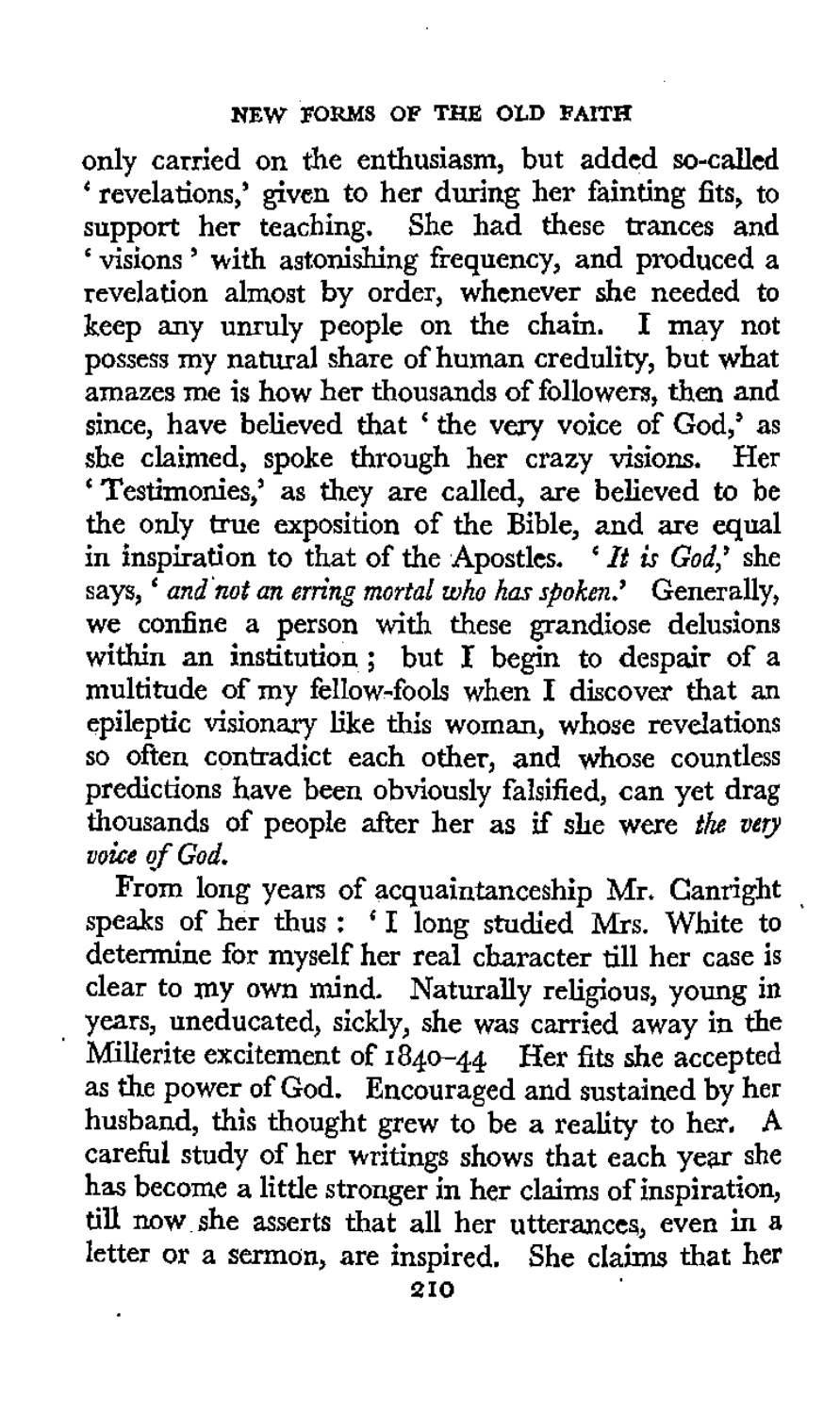only carried on the enthusiasm, but added so-called 'revelations,' given to her during her fainting fits, to support her teaching. She had these trances and 'visions' with astonishing frequency, and produced a revelation almost by order, whenever she needed to keep any unruly people on the chain. I may not possess my natural share of human credulity, but what amazes me is how her thousands of followers, then and since, have believed that 'the very voice of God,' as she claimed, spoke through her crazy visions. Her 'Testimonies,' as they are called, are believed to be the only true exposition of the Bible, and are equal in inspiration to that of the Apostles. '*It is God,*' she says, '*and not an erring mortal who has spoken.*' Generally, we confine a person with these grandiose delusions within an institution; but I begin to despair of a multitude of my fellow-fools when I discover that an epileptic visionary like this woman, whose revelations so often contradict each other, and whose countless predictions have been obviously falsified, can yet drag thousands of people after her as if she were *the very voice of God.*

From long years of acquaintanceship Mr. Canright speaks of her thus: 'I long studied Mrs. White to determine for myself her real character till her case is clear to my own mind. Naturally religious, young in years, uneducated, sickly, she was carried away in the Millerite excitement of 1840–44 Her fits she accepted as the power of God. Encouraged and sustained by her husband, this thought grew to be a reality to her. A careful study of her writings shows that each year she has become a little stronger in her claims of inspiration, till now she asserts that all her utterances, even in a letter or a sermon, are inspired. She claims that her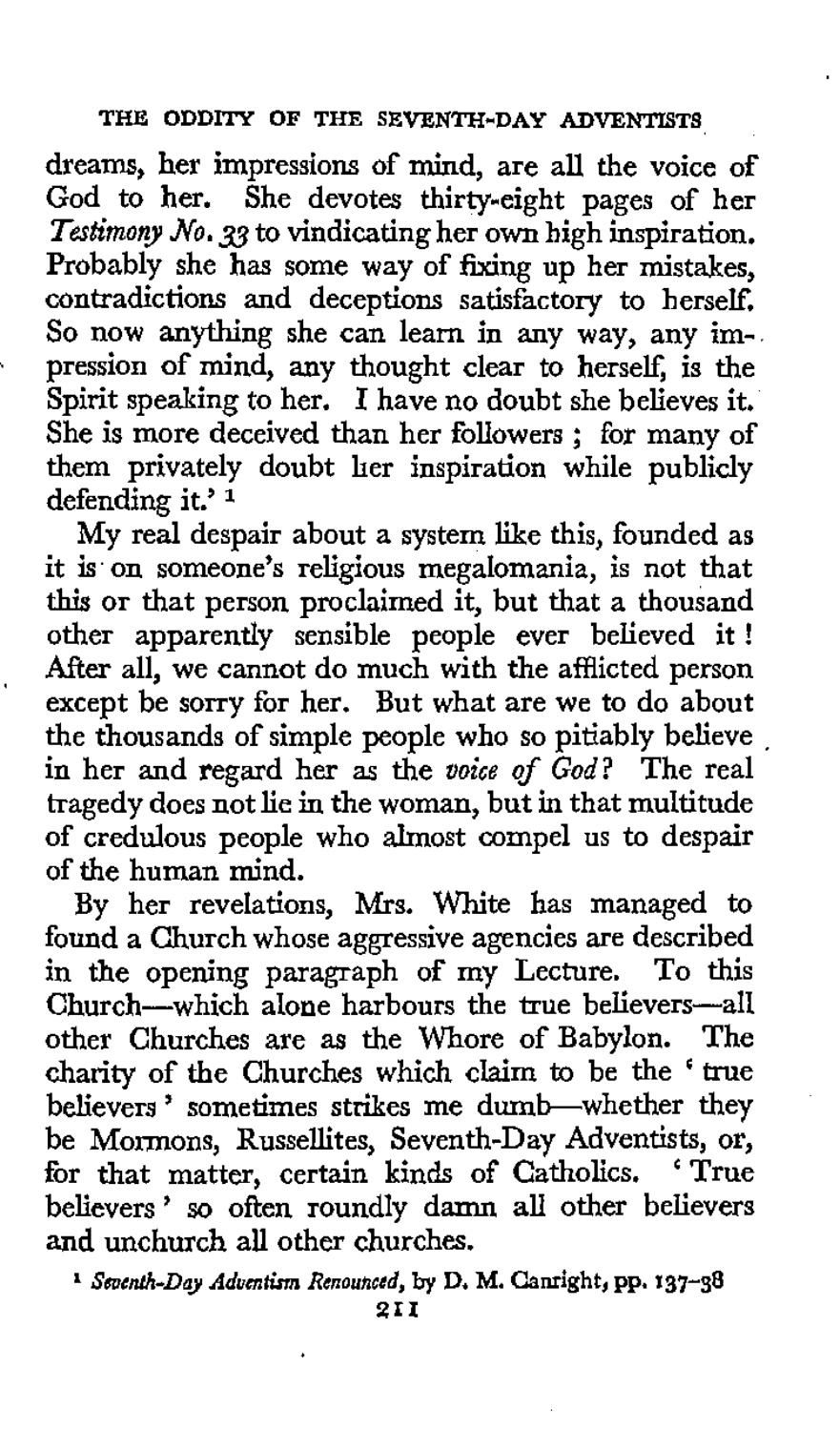dreams, her impressions of mind, are all the voice of God to her. She devotes thirty-eight pages of her *Testimony No. 33* to vindicating her own high inspiration. Probably she has some way of fixing up her mistakes, contradictions and deceptions satisfactory to herself. So now anything she can learn in any way, any impression of mind, any thought clear to herself, is the Spirit speaking to her. I have no doubt she believes it. She is more deceived than her followers; for many of them privately doubt her inspiration while publicly defending it.' [1]

My real despair about a system like this, founded as it is on someone's religious megalomania, is not that this or that person proclaimed it, but that a thousand other apparently sensible people ever believed it! After all, we cannot do much with the afflicted person except be sorry for her. But what are we to do about the thousands of simple people who so pitiably believe in her and regard her as the *voice of God*? The real tragedy does not lie in the woman, but in that multitude of credulous people who almost compel us to despair of the human mind.

By her revelations, Mrs. White has managed to found a Church whose aggressive agencies are described in the opening paragraph of my Lecture. To this Church—which alone harbours the true believers—all other Churches are as the Whore of Babylon. The charity of the Churches which claim to be the 'true believers' sometimes strikes me dumb—whether they be Mormons, Russellites, Seventh-Day Adventists, or, for that matter, certain kinds of Catholics. 'True believers' so often roundly damn all other believers and unchurch all other churches.

[1] *Seventh-Day Adventism Renounced*, by D. M. Canright, pp. 137–38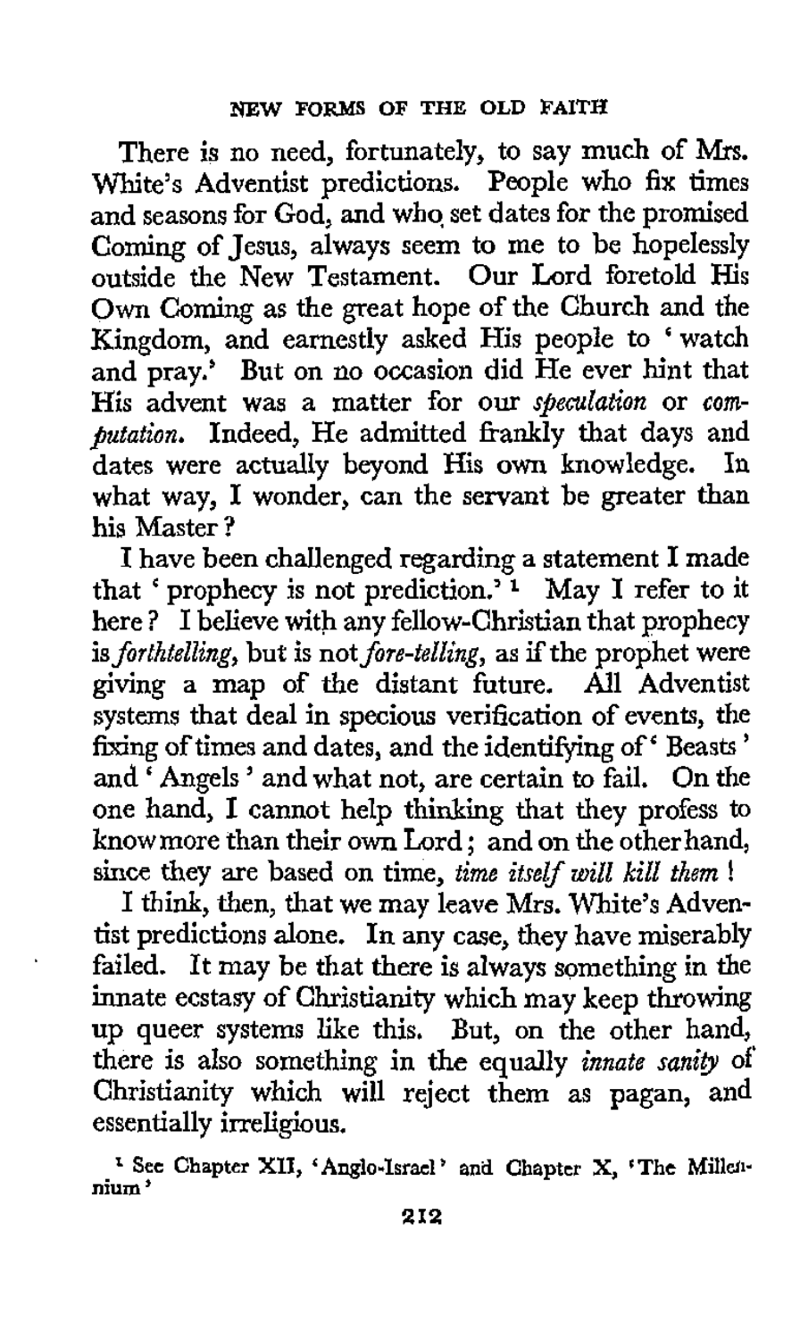There is no need, fortunately, to say much of Mrs. White's Adventist predictions. People who fix times and seasons for God, and who set dates for the promised Coming of Jesus, always seem to me to be hopelessly outside the New Testament. Our Lord foretold His Own Coming as the great hope of the Church and the Kingdom, and earnestly asked His people to 'watch and pray.' But on no occasion did He ever hint that His advent was a matter for our *speculation* or *computation*. Indeed, He admitted frankly that days and dates were actually beyond His own knowledge. In what way, I wonder, can the servant be greater than his Master?

I have been challenged regarding a statement I made that 'prophecy is not prediction.'[1] May I refer to it here? I believe with any fellow-Christian that prophecy is *forthtelling*, but is not *fore-telling*, as if the prophet were giving a map of the distant future. All Adventist systems that deal in specious verification of events, the fixing of times and dates, and the identifying of 'Beasts' and 'Angels' and what not, are certain to fail. On the one hand, I cannot help thinking that they profess to know more than their own Lord; and on the other hand, since they are based on time, *time itself will kill them*!

I think, then, that we may leave Mrs. White's Adventist predictions alone. In any case, they have miserably failed. It may be that there is always something in the innate ecstasy of Christianity which may keep throwing up queer systems like this. But, on the other hand, there is also something in the equally *innate sanity* of Christianity which will reject them as pagan, and essentially irreligious.

[1] See Chapter XII, 'Anglo-Israel' and Chapter X, 'The Millennium'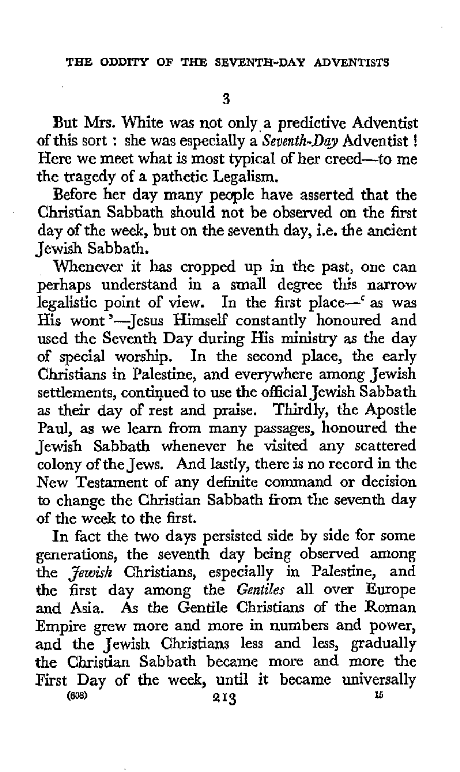3

But Mrs. White was not only a predictive Adventist of this sort: she was especially a *Seventh-Day* Adventist! Here we meet what is most typical of her creed—to me the tragedy of a pathetic Legalism.

Before her day many people have asserted that the Christian Sabbath should not be observed on the first day of the week, but on the seventh day, i.e. the ancient Jewish Sabbath.

Whenever it has cropped up in the past, one can perhaps understand in a small degree this narrow legalistic point of view. In the first place—'as was His wont'—Jesus Himself constantly honoured and used the Seventh Day during His ministry as the day of special worship. In the second place, the early Christians in Palestine, and everywhere among Jewish settlements, continued to use the official Jewish Sabbath as their day of rest and praise. Thirdly, the Apostle Paul, as we learn from many passages, honoured the Jewish Sabbath whenever he visited any scattered colony of the Jews. And lastly, there is no record in the New Testament of any definite command or decision to change the Christian Sabbath from the seventh day of the week to the first.

In fact the two days persisted side by side for some generations, the seventh day being observed among the *Jewish* Christians, especially in Palestine, and the first day among the *Gentiles* all over Europe and Asia. As the Gentile Christians of the Roman Empire grew more and more in numbers and power, and the Jewish Christians less and less, gradually the Christian Sabbath became more and more the First Day of the week, until it became universally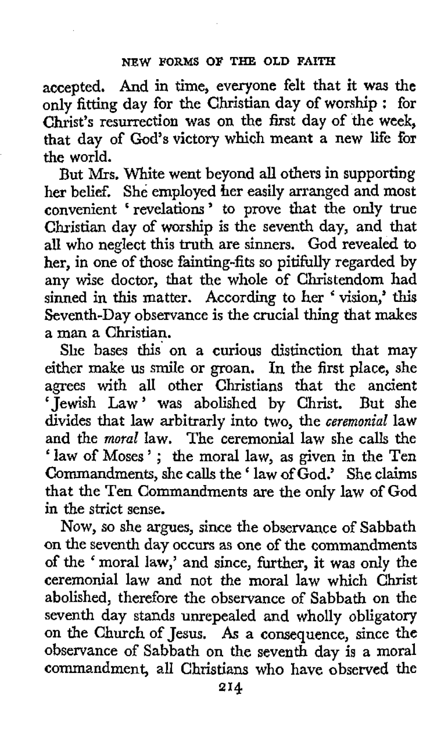accepted. And in time, everyone felt that it was the only fitting day for the Christian day of worship: for Christ's resurrection was on the first day of the week, that day of God's victory which meant a new life for the world.

But Mrs. White went beyond all others in supporting her belief. She employed her easily arranged and most convenient 'revelations' to prove that the only true Christian day of worship is the seventh day, and that all who neglect this truth are sinners. God revealed to her, in one of those fainting-fits so pitifully regarded by any wise doctor, that the whole of Christendom had sinned in this matter. According to her 'vision,' this Seventh-Day observance is the crucial thing that makes a man a Christian.

She bases this on a curious distinction that may either make us smile or groan. In the first place, she agrees with all other Christians that the ancient 'Jewish Law' was abolished by Christ. But she divides that law arbitrarly into two, the *ceremonial* law and the *moral* law. The ceremonial law she calls the 'law of Moses'; the moral law, as given in the Ten Commandments, she calls the 'law of God.' She claims that the Ten Commandments are the only law of God in the strict sense.

Now, so she argues, since the observance of Sabbath on the seventh day occurs as one of the commandments of the 'moral law,' and since, further, it was only the ceremonial law and not the moral law which Christ abolished, therefore the observance of Sabbath on the seventh day stands unrepealed and wholly obligatory on the Church of Jesus. As a consequence, since the observance of Sabbath on the seventh day is a moral commandment, all Christians who have observed the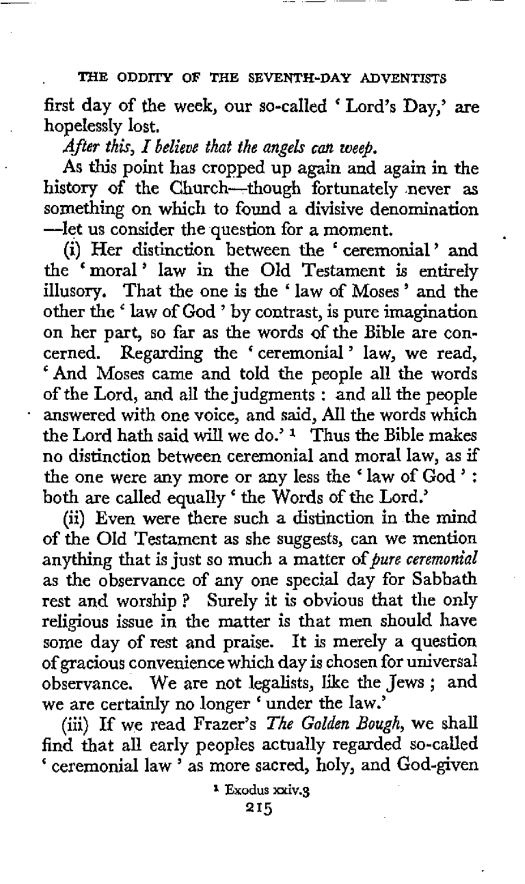first day of the week, our so-called 'Lord's Day,' are hopelessly lost.

*After this, I believe that the angels can weep.*

As this point has cropped up again and again in the history of the Church—though fortunately never as something on which to found a divisive denomination—let us consider the question for a moment.

(i) Her distinction between the 'ceremonial' and the 'moral' law in the Old Testament is entirely illusory. That the one is the 'law of Moses' and the other the 'law of God' by contrast, is pure imagination on her part, so far as the words of the Bible are concerned. Regarding the 'ceremonial' law, we read, 'And Moses came and told the people all the words of the Lord, and all the judgments: and all the people answered with one voice, and said, All the words which the Lord hath said will we do.' [1] Thus the Bible makes no distinction between ceremonial and moral law, as if the one were any more or any less the 'law of God': both are called equally 'the Words of the Lord.'

(ii) Even were there such a distinction in the mind of the Old Testament as she suggests, can we mention anything that is just so much a matter of *pure ceremonial* as the observance of any one special day for Sabbath rest and worship? Surely it is obvious that the only religious issue in the matter is that men should have some day of rest and praise. It is merely a question of gracious convenience which day is chosen for universal observance. We are not legalists, like the Jews; and we are certainly no longer 'under the law.'

(iii) If we read Frazer's *The Golden Bough*, we shall find that all early peoples actually regarded so-called 'ceremonial law' as more sacred, holy, and God-given

[1] Exodus xxiv.3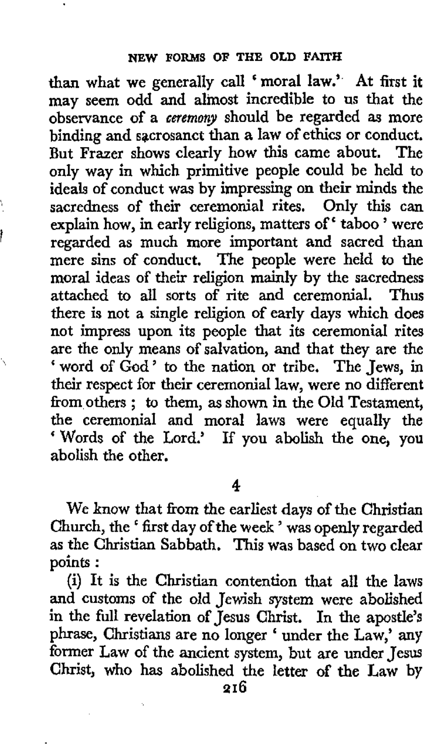than what we generally call 'moral law.' At first it may seem odd and almost incredible to us that the observance of a *ceremony* should be regarded as more binding and sacrosanct than a law of ethics or conduct. But Frazer shows clearly how this came about. The only way in which primitive people could be held to ideals of conduct was by impressing on their minds the sacredness of their ceremonial rites. Only this can explain how, in early religions, matters of 'taboo' were regarded as much more important and sacred than mere sins of conduct. The people were held to the moral ideas of their religion mainly by the sacredness attached to all sorts of rite and ceremonial. Thus there is not a single religion of early days which does not impress upon its people that its ceremonial rites are the only means of salvation, and that they are the 'word of God' to the nation or tribe. The Jews, in their respect for their ceremonial law, were no different from others; to them, as shown in the Old Testament, the ceremonial and moral laws were equally the 'Words of the Lord.' If you abolish the one, you abolish the other.

## 4

We know that from the earliest days of the Christian Church, the 'first day of the week' was openly regarded as the Christian Sabbath. This was based on two clear points:

(i) It is the Christian contention that all the laws and customs of the old Jewish system were abolished in the full revelation of Jesus Christ. In the apostle's phrase, Christians are no longer 'under the Law,' any former Law of the ancient system, but are under Jesus Christ, who has abolished the letter of the Law by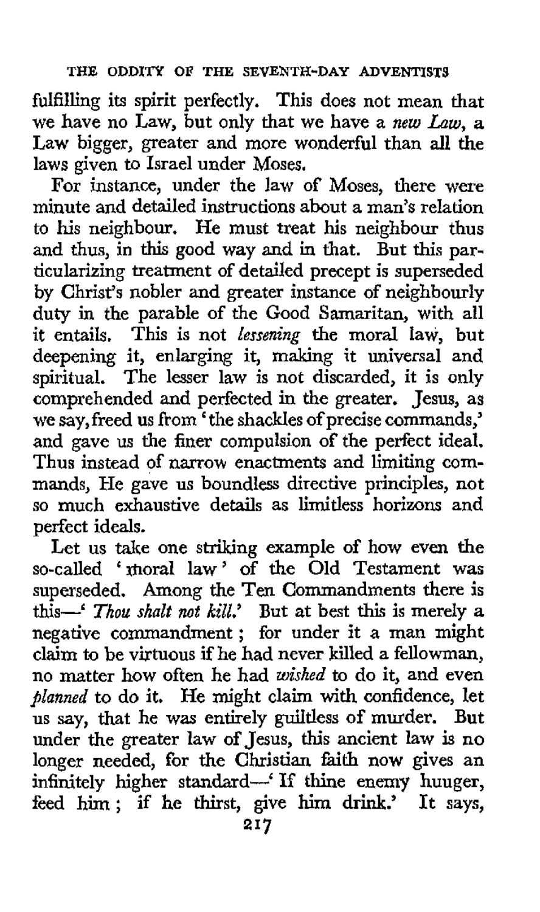fulfilling its spirit perfectly. This does not mean that we have no Law, but only that we have a *new Law*, a Law bigger, greater and more wonderful than all the laws given to Israel under Moses.

For instance, under the law of Moses, there were minute and detailed instructions about a man's relation to his neighbour. He must treat his neighbour thus and thus, in this good way and in that. But this particularizing treatment of detailed precept is superseded by Christ's nobler and greater instance of neighbourly duty in the parable of the Good Samaritan, with all it entails. This is not *lessening* the moral law, but deepening it, enlarging it, making it universal and spiritual. The lesser law is not discarded, it is only comprehended and perfected in the greater. Jesus, as we say, freed us from 'the shackles of precise commands,' and gave us the finer compulsion of the perfect ideal. Thus instead of narrow enactments and limiting commands, He gave us boundless directive principles, not so much exhaustive details as limitless horizons and perfect ideals.

Let us take one striking example of how even the so-called 'moral law' of the Old Testament was superseded. Among the Ten Commandments there is this—'*Thou shalt not kill.*' But at best this is merely a negative commandment; for under it a man might claim to be virtuous if he had never killed a fellowman, no matter how often he had *wished* to do it, and even *planned* to do it. He might claim with confidence, let us say, that he was entirely guiltless of murder. But under the greater law of Jesus, this ancient law is no longer needed, for the Christian faith now gives an infinitely higher standard—'If thine enemy huuger, feed him; if he thirst, give him drink.' It says,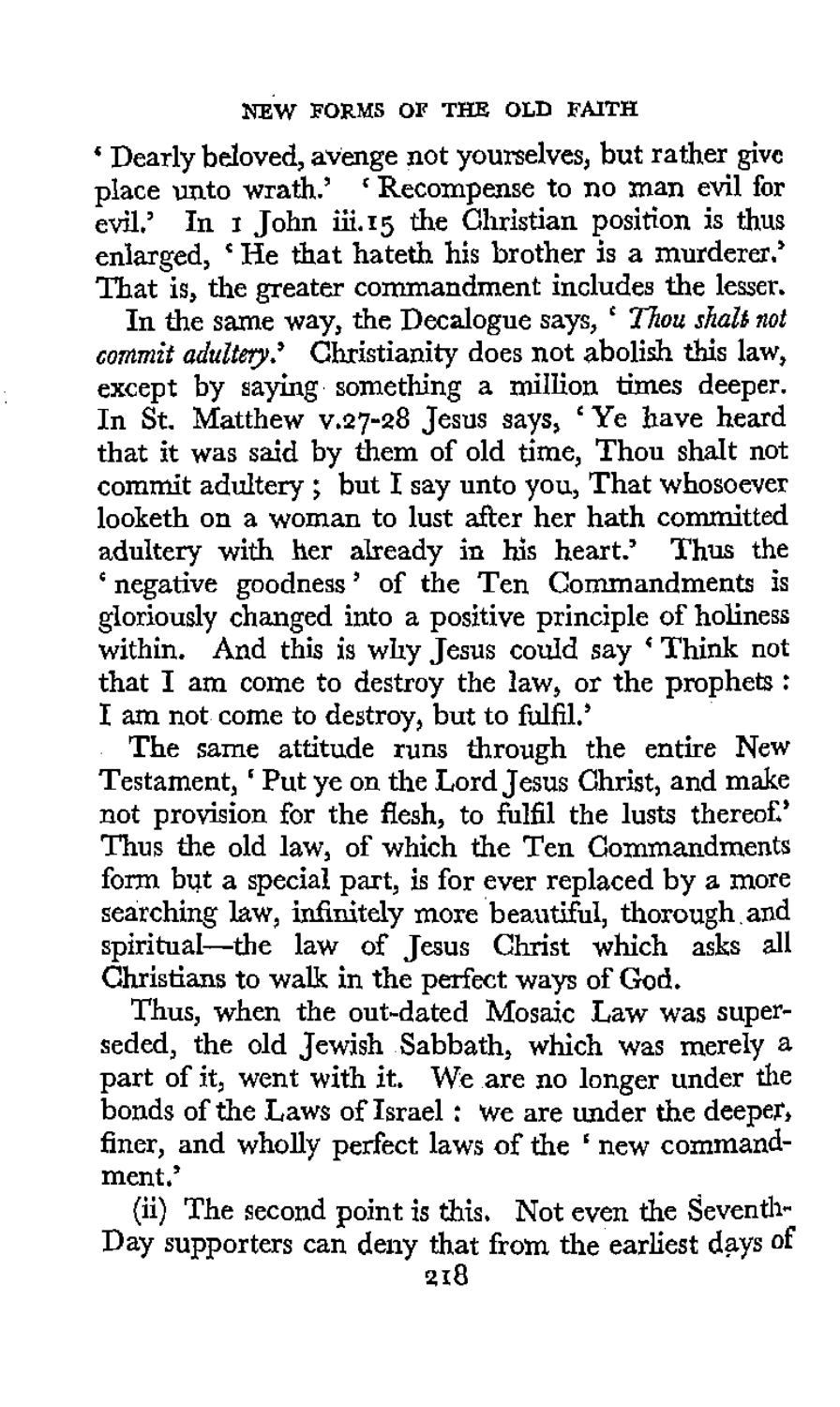'Dearly beloved, avenge not yourselves, but rather give place unto wrath.' 'Recompense to no man evil for evil.' In 1 John iii.15 the Christian position is thus enlarged, 'He that hateth his brother is a murderer.' That is, the greater commandment includes the lesser.

In the same way, the Decalogue says, '*Thou shalt not commit adultery.*' Christianity does not abolish this law, except by saying something a million times deeper. In St. Matthew v.27-28 Jesus says, 'Ye have heard that it was said by them of old time, Thou shalt not commit adultery; but I say unto you, That whosoever looketh on a woman to lust after her hath committed adultery with her already in his heart.' Thus the 'negative goodness' of the Ten Commandments is gloriously changed into a positive principle of holiness within. And this is why Jesus could say 'Think not that I am come to destroy the law, or the prophets: I am not come to destroy, but to fulfil.'

The same attitude runs through the entire New Testament, 'Put ye on the Lord Jesus Christ, and make not provision for the flesh, to fulfil the lusts thereof.' Thus the old law, of which the Ten Commandments form but a special part, is for ever replaced by a more searching law, infinitely more beautiful, thorough and spiritual—the law of Jesus Christ which asks all Christians to walk in the perfect ways of God.

Thus, when the out-dated Mosaic Law was superseded, the old Jewish Sabbath, which was merely a part of it, went with it. We are no longer under the bonds of the Laws of Israel: we are under the deeper, finer, and wholly perfect laws of the 'new commandment.'

(ii) The second point is this. Not even the Seventh-Day supporters can deny that from the earliest days of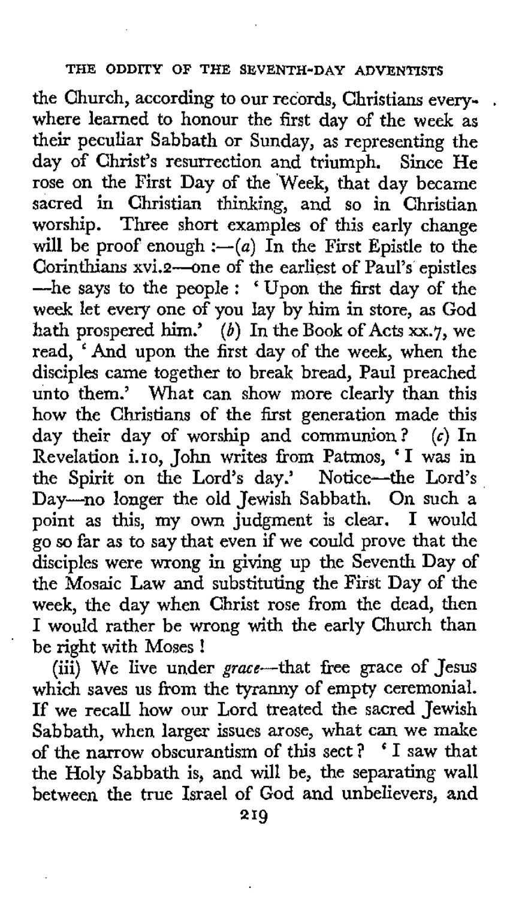the Church, according to our records, Christians everywhere learned to honour the first day of the week as their peculiar Sabbath or Sunday, as representing the day of Christ's resurrection and triumph. Since He rose on the First Day of the Week, that day became sacred in Christian thinking, and so in Christian worship. Three short examples of this early change will be proof enough :—(*a*) In the First Epistle to the Corinthians xvi.2—one of the earliest of Paul's epistles —he says to the people : 'Upon the first day of the week let every one of you lay by him in store, as God hath prospered him.' (*b*) In the Book of Acts xx.7, we read, 'And upon the first day of the week, when the disciples came together to break bread, Paul preached unto them.' What can show more clearly than this how the Christians of the first generation made this day their day of worship and communion? (*c*) In Revelation i.10, John writes from Patmos, 'I was in the Spirit on the Lord's day.' Notice—the Lord's Day—no longer the old Jewish Sabbath. On such a point as this, my own judgment is clear. I would go so far as to say that even if we could prove that the disciples were wrong in giving up the Seventh Day of the Mosaic Law and substituting the First Day of the week, the day when Christ rose from the dead, then I would rather be wrong with the early Church than be right with Moses!

(iii) We live under *grace*—that free grace of Jesus which saves us from the tyranny of empty ceremonial. If we recall how our Lord treated the sacred Jewish Sabbath, when larger issues arose, what can we make of the narrow obscurantism of this sect? 'I saw that the Holy Sabbath is, and will be, the separating wall between the true Israel of God and unbelievers, and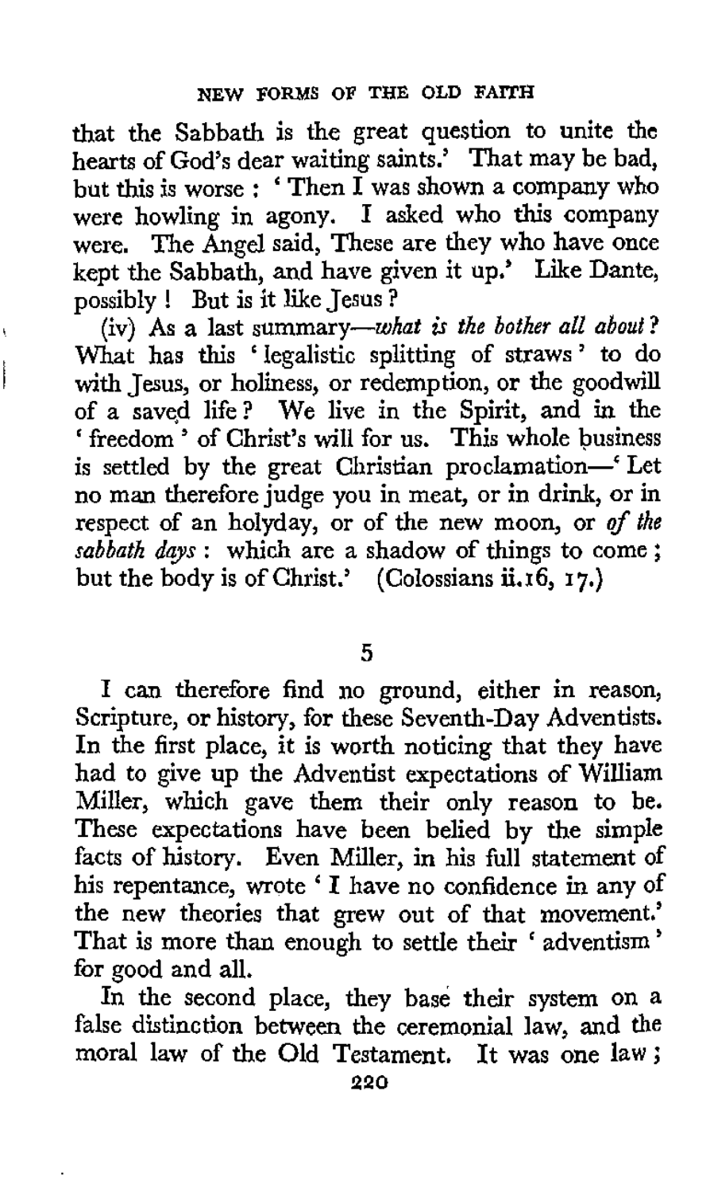that the Sabbath is the great question to unite the hearts of God's dear waiting saints.' That may be bad, but this is worse : 'Then I was shown a company who were howling in agony. I asked who this company were. The Angel said, These are they who have once kept the Sabbath, and have given it up.' Like Dante, possibly ! But is it like Jesus ?

(iv) As a last summary—*what is the bother all about?* What has this 'legalistic splitting of straws' to do with Jesus, or holiness, or redemption, or the goodwill of a saved life ? We live in the Spirit, and in the 'freedom' of Christ's will for us. This whole business is settled by the great Christian proclamation—'Let no man therefore judge you in meat, or in drink, or in respect of an holyday, or of the new moon, or *of the sabbath days* : which are a shadow of things to come ; but the body is of Christ.' (Colossians ii.16, 17.)

## 5

I can therefore find no ground, either in reason, Scripture, or history, for these Seventh-Day Adventists. In the first place, it is worth noticing that they have had to give up the Adventist expectations of William Miller, which gave them their only reason to be. These expectations have been belied by the simple facts of history. Even Miller, in his full statement of his repentance, wrote 'I have no confidence in any of the new theories that grew out of that movement.' That is more than enough to settle their 'adventism' for good and all.

In the second place, they base their system on a false distinction between the ceremonial law, and the moral law of the Old Testament. It was one law ;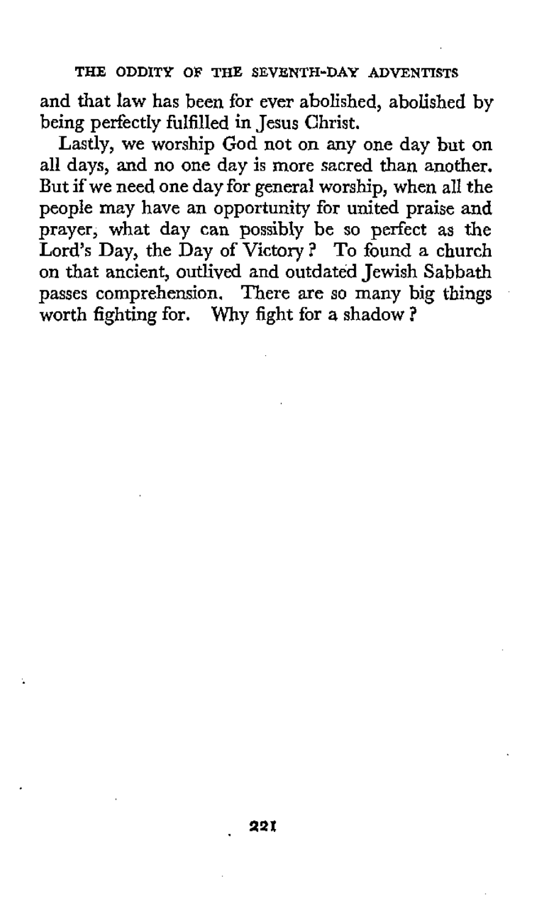and that law has been for ever abolished, abolished by being perfectly fulfilled in Jesus Christ.

Lastly, we worship God not on any one day but on all days, and no one day is more sacred than another. But if we need one day for general worship, when all the people may have an opportunity for united praise and prayer, what day can possibly be so perfect as the Lord's Day, the Day of Victory? To found a church on that ancient, outlived and outdated Jewish Sabbath passes comprehension. There are so many big things worth fighting for. Why fight for a shadow?